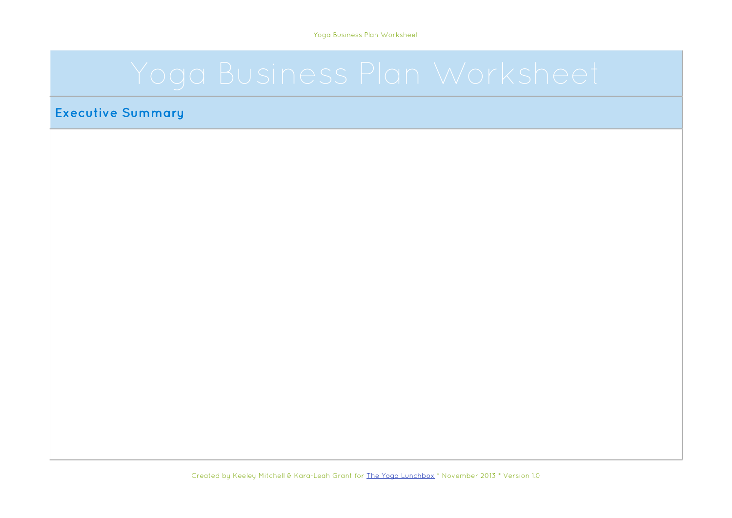# Yoga Business Plan Worksheet

## Executive Summary

Created by Keeley Mitchell & Kara-Leah Grant for The Yoga Lunchbox * November 2013 * Version 1.0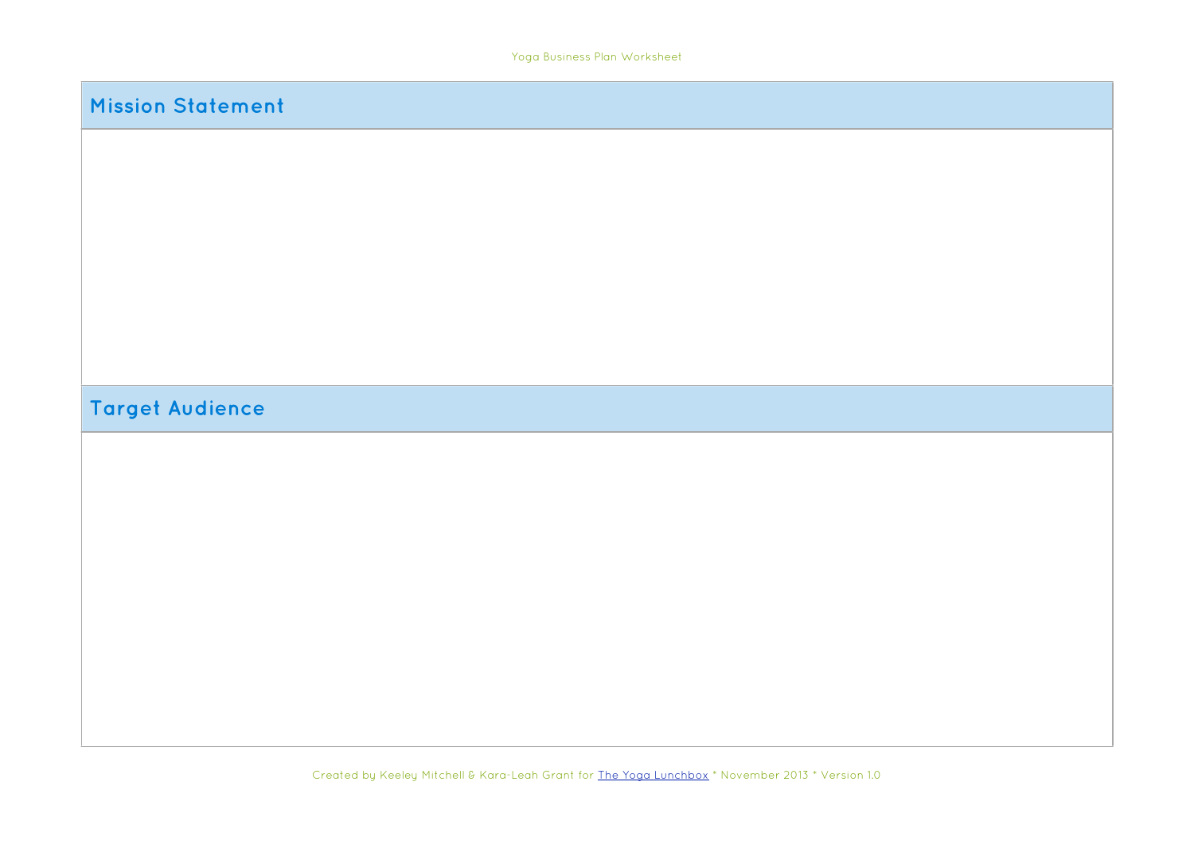## Mission Statement

## Target Audience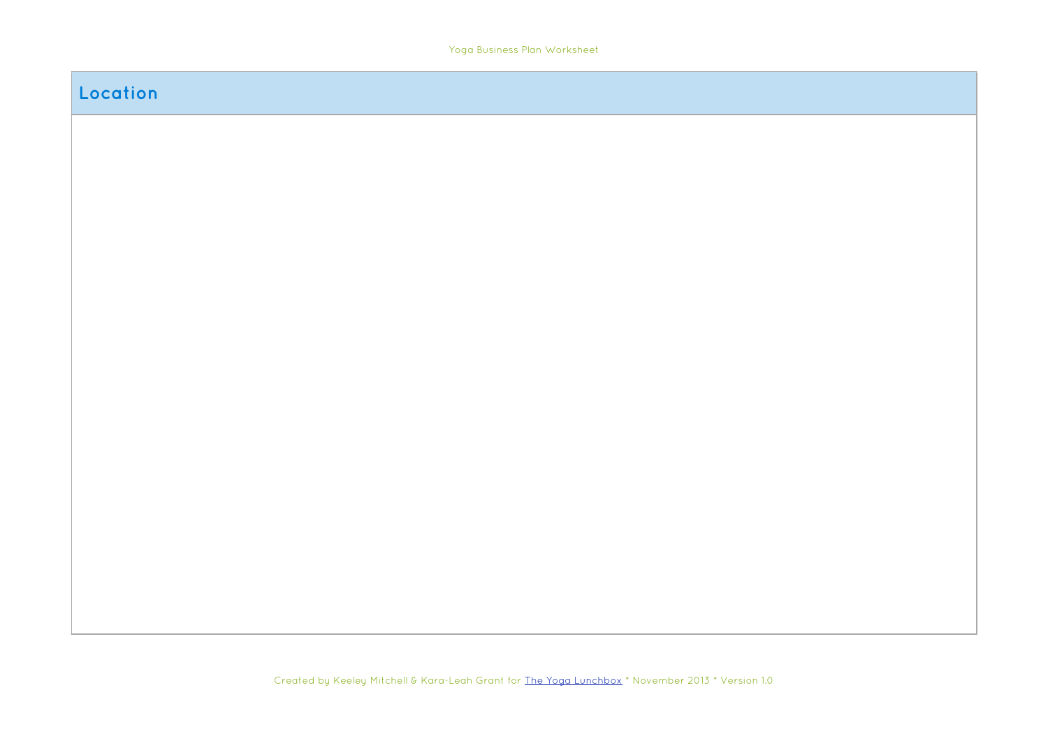## Location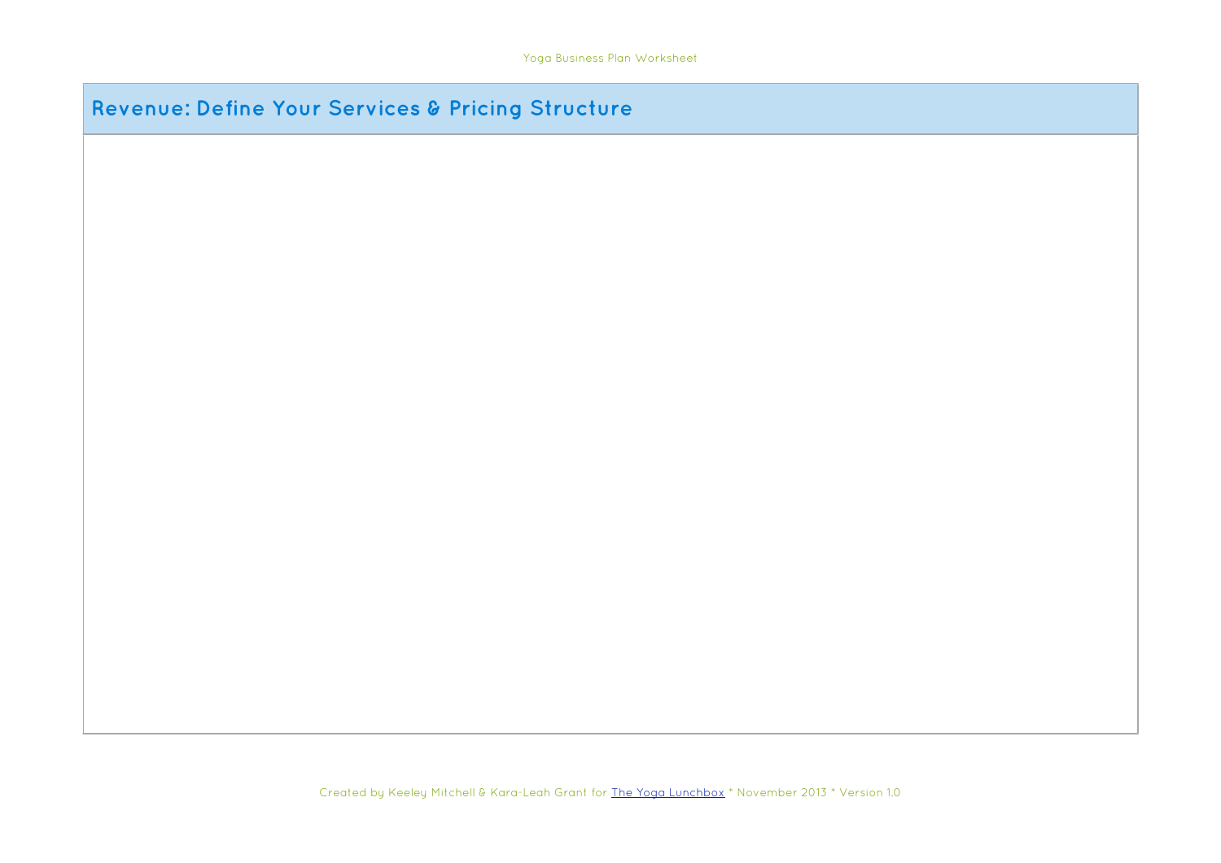## Revenue: Define Your Services & Pricing Structure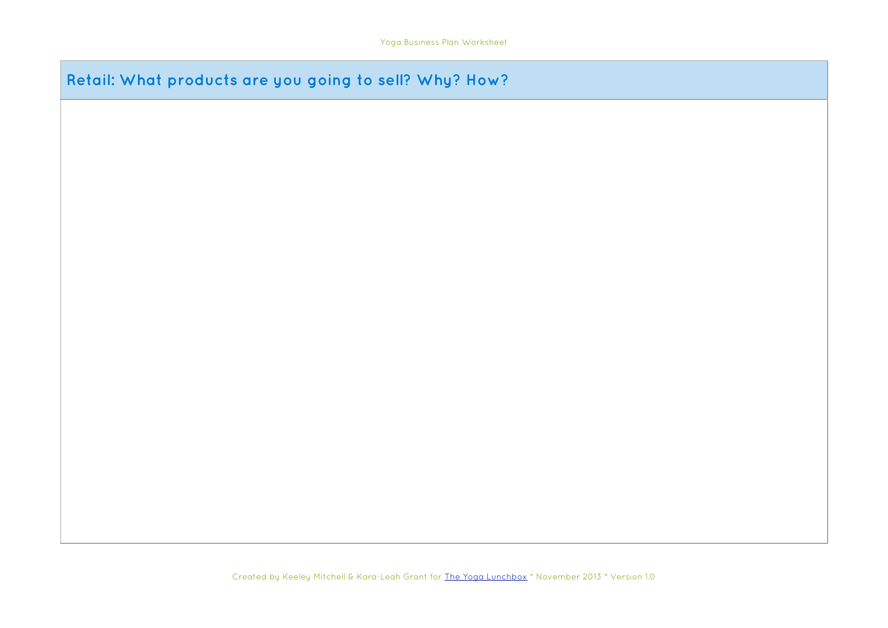## Retail: What products are you going to sell? Why? How?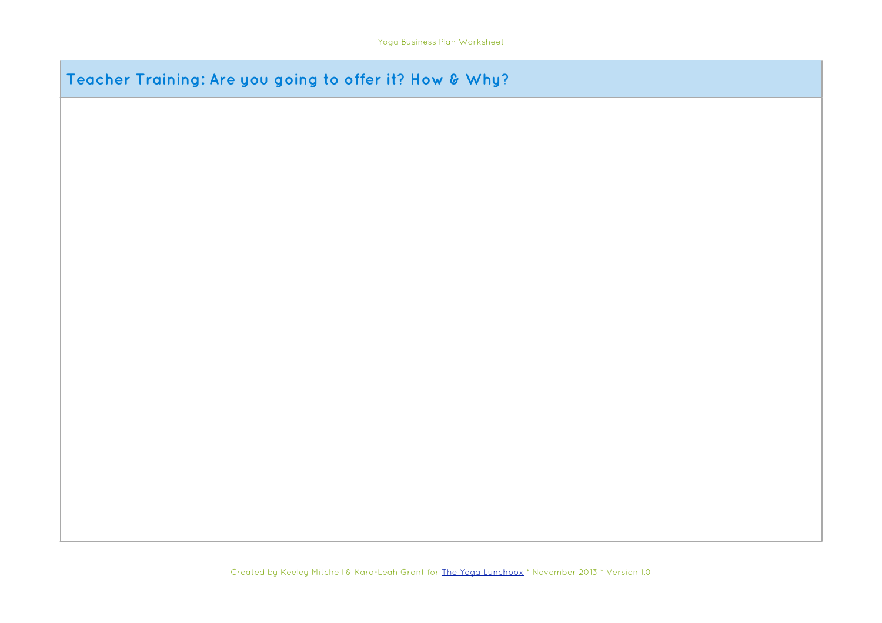## Teacher Training: Are you going to offer it? How & Why?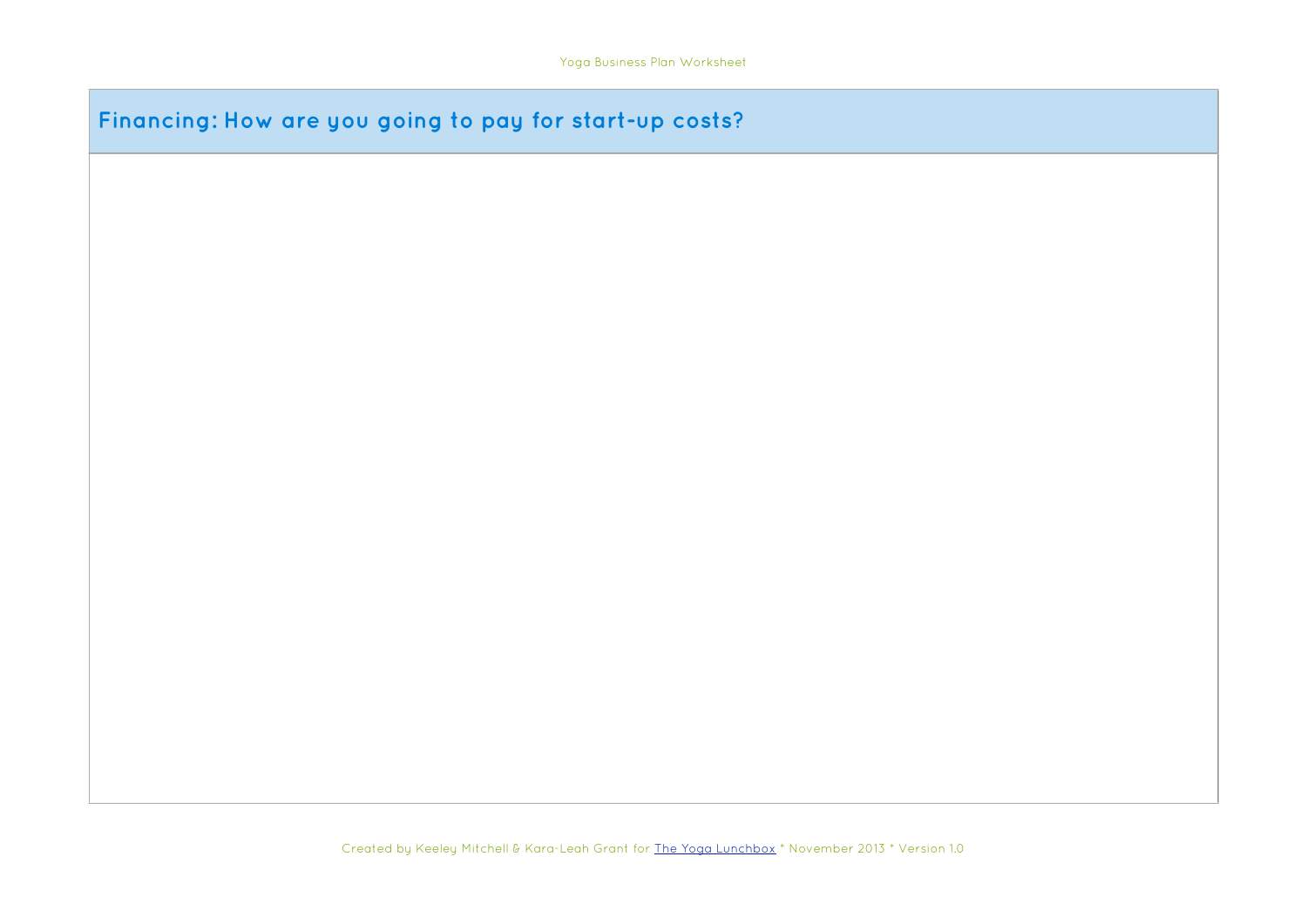## Financing: How are you going to pay for start-up costs?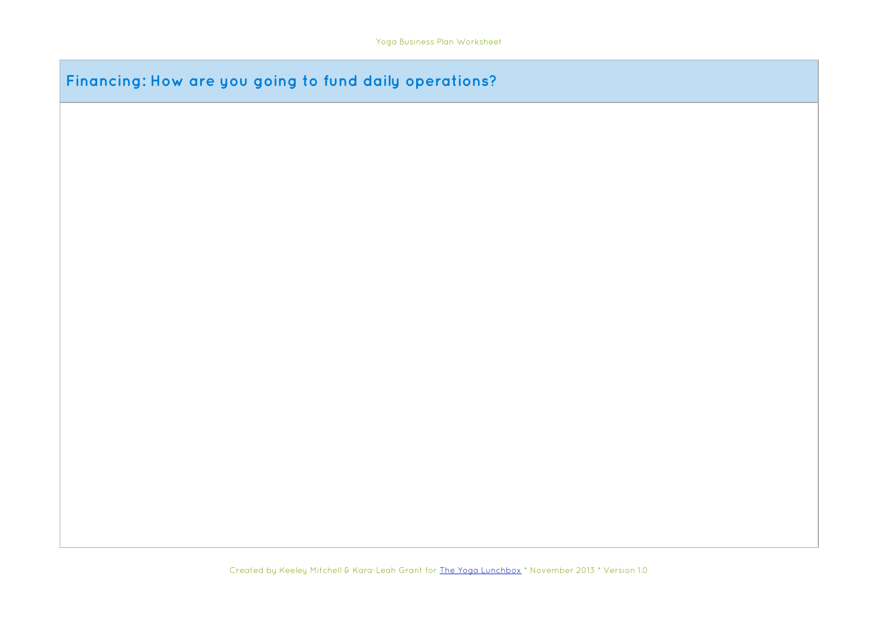## Financing: How are you going to fund daily operations?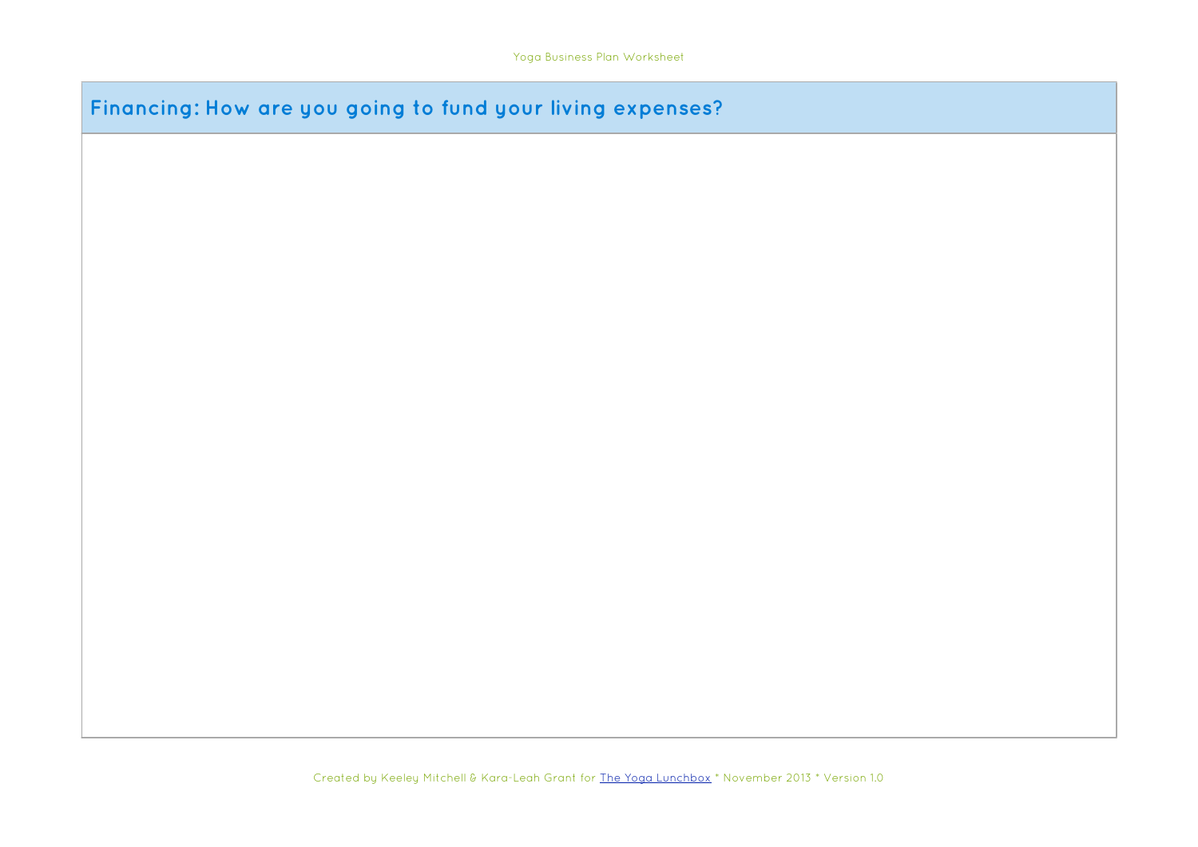## Financing: How are you going to fund your living expenses?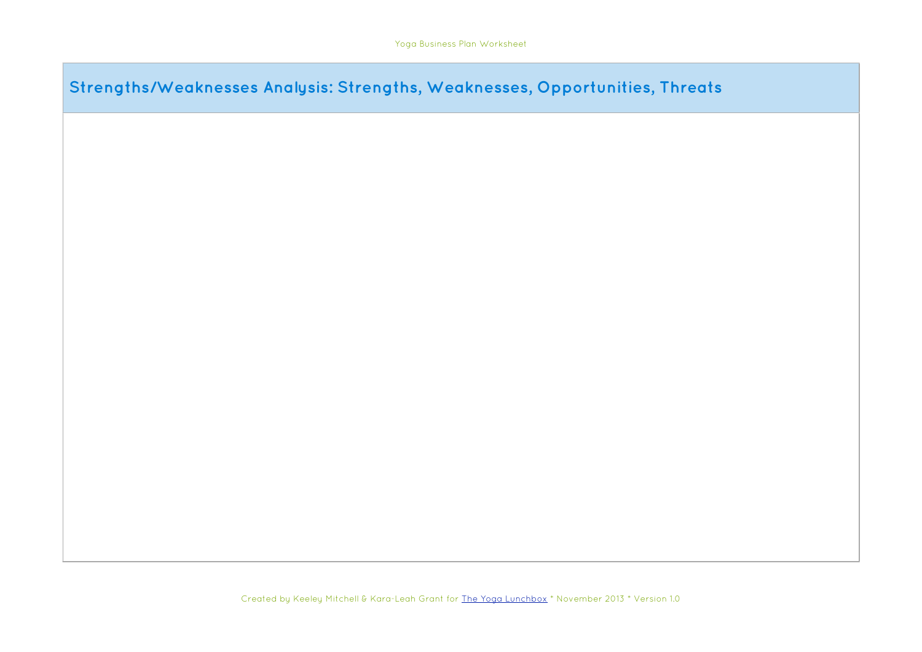## Strengths/Weaknesses Analysis: Strengths, Weaknesses, Opportunities, Threats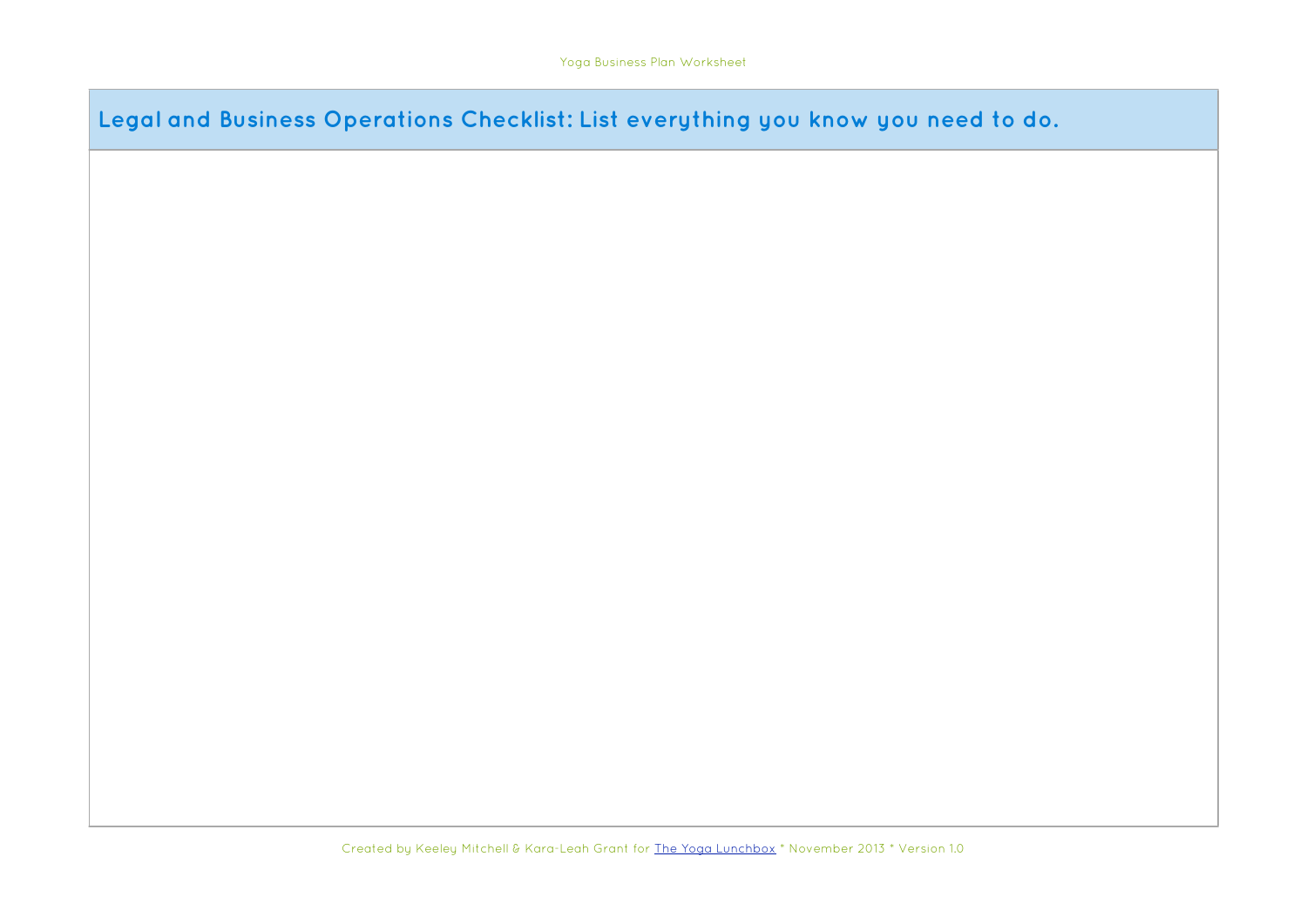## Legal and Business Operations Checklist: List everything you know you need to do.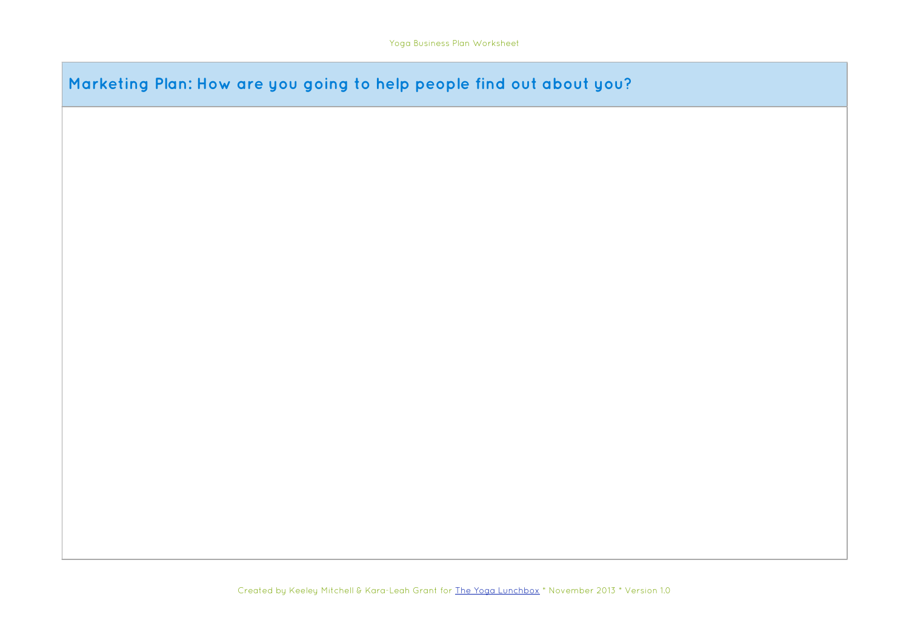## Marketing Plan: How are you going to help people find out about you?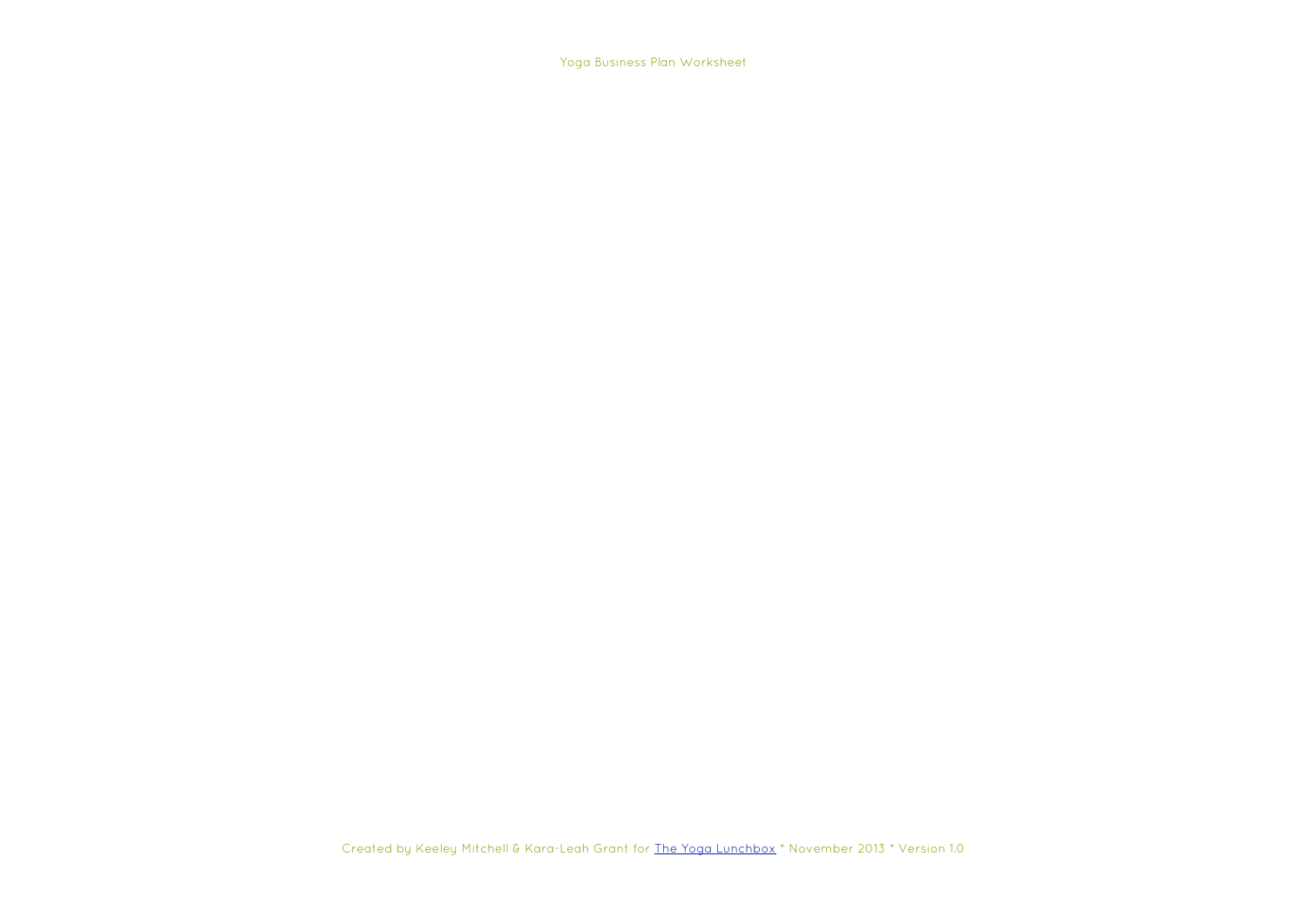Created by Keeley Mitchell & Kara-Leah Grant for The Yoga Lunchbox * November 2013 * Version 1.0